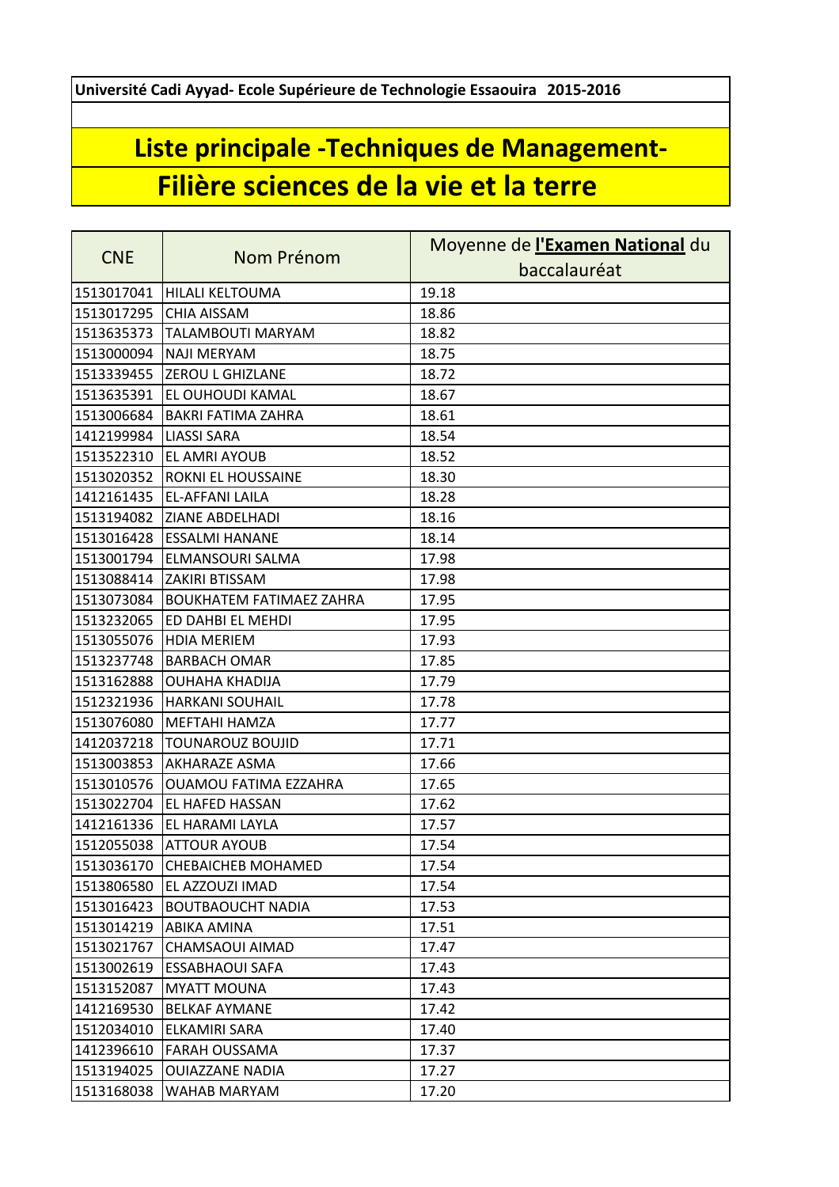**Université Cadi Ayyad- Ecole Supérieure de Technologie Essaouira 2015-2016**

# Liste principale -Techniques de Management-

# Filière sciences de la vie et la terre

| CNE | Nom Prénom | Moyenne de **l'Examen National** du baccalauréat |
|---|---|---|
| 1513017041 | HILALI KELTOUMA | 19.18 |
| 1513017295 | CHIA AISSAM | 18.86 |
| 1513635373 | TALAMBOUTI MARYAM | 18.82 |
| 1513000094 | NAJI MERYAM | 18.75 |
| 1513339455 | ZEROU L GHIZLANE | 18.72 |
| 1513635391 | EL OUHOUDI KAMAL | 18.67 |
| 1513006684 | BAKRI FATIMA ZAHRA | 18.61 |
| 1412199984 | LIASSI SARA | 18.54 |
| 1513522310 | EL AMRI AYOUB | 18.52 |
| 1513020352 | ROKNI EL HOUSSAINE | 18.30 |
| 1412161435 | EL-AFFANI LAILA | 18.28 |
| 1513194082 | ZIANE ABDELHADI | 18.16 |
| 1513016428 | ESSALMI HANANE | 18.14 |
| 1513001794 | ELMANSOURI SALMA | 17.98 |
| 1513088414 | ZAKIRI BTISSAM | 17.98 |
| 1513073084 | BOUKHATEM FATIMAEZ ZAHRA | 17.95 |
| 1513232065 | ED DAHBI EL MEHDI | 17.95 |
| 1513055076 | HDIA MERIEM | 17.93 |
| 1513237748 | BARBACH OMAR | 17.85 |
| 1513162888 | OUHAHA KHADIJA | 17.79 |
| 1512321936 | HARKANI SOUHAIL | 17.78 |
| 1513076080 | MEFTAHI HAMZA | 17.77 |
| 1412037218 | TOUNAROUZ BOUJID | 17.71 |
| 1513003853 | AKHARAZE ASMA | 17.66 |
| 1513010576 | OUAMOU FATIMA EZZAHRA | 17.65 |
| 1513022704 | EL HAFED HASSAN | 17.62 |
| 1412161336 | EL HARAMI LAYLA | 17.57 |
| 1512055038 | ATTOUR AYOUB | 17.54 |
| 1513036170 | CHEBAICHEB MOHAMED | 17.54 |
| 1513806580 | EL AZZOUZI IMAD | 17.54 |
| 1513016423 | BOUTBAOUCHT NADIA | 17.53 |
| 1513014219 | ABIKA AMINA | 17.51 |
| 1513021767 | CHAMSAOUI AIMAD | 17.47 |
| 1513002619 | ESSABHAOUI SAFA | 17.43 |
| 1513152087 | MYATT MOUNA | 17.43 |
| 1412169530 | BELKAF AYMANE | 17.42 |
| 1512034010 | ELKAMIRI SARA | 17.40 |
| 1412396610 | FARAH OUSSAMA | 17.37 |
| 1513194025 | OUIAZZANE NADIA | 17.27 |
| 1513168038 | WAHAB MARYAM | 17.20 |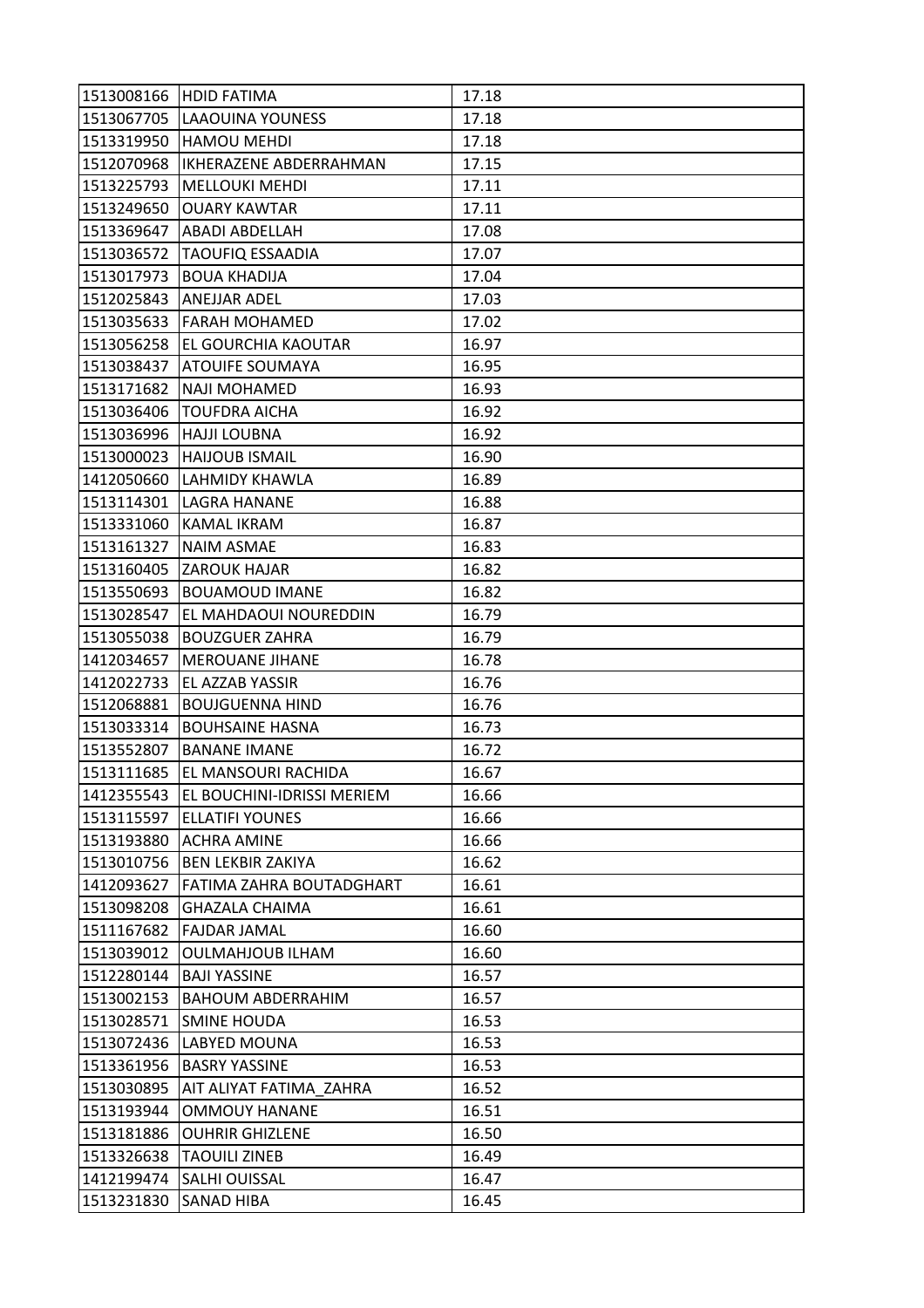| | | |
|---|---|---|
| 1513008166 | HDID FATIMA | 17.18 |
| 1513067705 | LAAOUINA YOUNESS | 17.18 |
| 1513319950 | HAMOU MEHDI | 17.18 |
| 1512070968 | IKHERAZENE ABDERRAHMAN | 17.15 |
| 1513225793 | MELLOUKI MEHDI | 17.11 |
| 1513249650 | OUARY KAWTAR | 17.11 |
| 1513369647 | ABADI ABDELLAH | 17.08 |
| 1513036572 | TAOUFIQ ESSAADIA | 17.07 |
| 1513017973 | BOUA KHADIJA | 17.04 |
| 1512025843 | ANEJJAR ADEL | 17.03 |
| 1513035633 | FARAH MOHAMED | 17.02 |
| 1513056258 | EL GOURCHIA KAOUTAR | 16.97 |
| 1513038437 | ATOUIFE SOUMAYA | 16.95 |
| 1513171682 | NAJI MOHAMED | 16.93 |
| 1513036406 | TOUFDRA AICHA | 16.92 |
| 1513036996 | HAJJI LOUBNA | 16.92 |
| 1513000023 | HAIJOUB ISMAIL | 16.90 |
| 1412050660 | LAHMIDY KHAWLA | 16.89 |
| 1513114301 | LAGRA HANANE | 16.88 |
| 1513331060 | KAMAL IKRAM | 16.87 |
| 1513161327 | NAIM ASMAE | 16.83 |
| 1513160405 | ZAROUK HAJAR | 16.82 |
| 1513550693 | BOUAMOUD IMANE | 16.82 |
| 1513028547 | EL MAHDAOUI NOUREDDIN | 16.79 |
| 1513055038 | BOUZGUER ZAHRA | 16.79 |
| 1412034657 | MEROUANE JIHANE | 16.78 |
| 1412022733 | EL AZZAB YASSIR | 16.76 |
| 1512068881 | BOUJGUENNA HIND | 16.76 |
| 1513033314 | BOUHSAINE HASNA | 16.73 |
| 1513552807 | BANANE IMANE | 16.72 |
| 1513111685 | EL MANSOURI RACHIDA | 16.67 |
| 1412355543 | EL BOUCHINI-IDRISSI MERIEM | 16.66 |
| 1513115597 | ELLATIFI YOUNES | 16.66 |
| 1513193880 | ACHRA AMINE | 16.66 |
| 1513010756 | BEN LEKBIR ZAKIYA | 16.62 |
| 1412093627 | FATIMA ZAHRA BOUTADGHART | 16.61 |
| 1513098208 | GHAZALA CHAIMA | 16.61 |
| 1511167682 | FAJDAR JAMAL | 16.60 |
| 1513039012 | OULMAHJOUB ILHAM | 16.60 |
| 1512280144 | BAJI YASSINE | 16.57 |
| 1513002153 | BAHOUM ABDERRAHIM | 16.57 |
| 1513028571 | SMINE HOUDA | 16.53 |
| 1513072436 | LABYED MOUNA | 16.53 |
| 1513361956 | BASRY YASSINE | 16.53 |
| 1513030895 | AIT ALIYAT FATIMA_ZAHRA | 16.52 |
| 1513193944 | OMMOUY HANANE | 16.51 |
| 1513181886 | OUHRIR GHIZLENE | 16.50 |
| 1513326638 | TAOUILI ZINEB | 16.49 |
| 1412199474 | SALHI OUISSAL | 16.47 |
| 1513231830 | SANAD HIBA | 16.45 |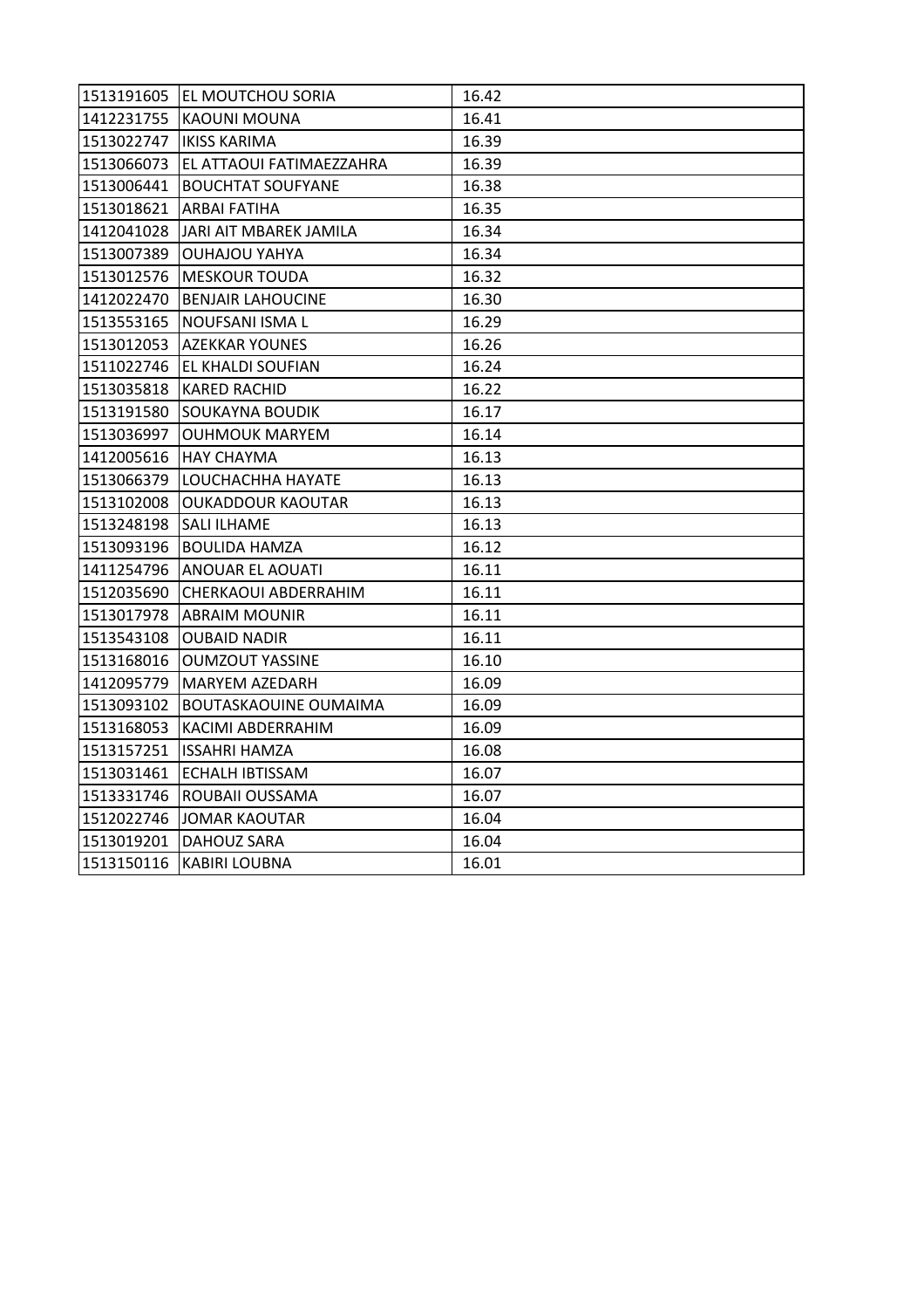| | | |
|---|---|---|
| 1513191605 | EL MOUTCHOU SORIA | 16.42 |
| 1412231755 | KAOUNI MOUNA | 16.41 |
| 1513022747 | IKISS KARIMA | 16.39 |
| 1513066073 | EL ATTAOUI FATIMAEZZAHRA | 16.39 |
| 1513006441 | BOUCHTAT SOUFYANE | 16.38 |
| 1513018621 | ARBAI FATIHA | 16.35 |
| 1412041028 | JARI AIT MBAREK JAMILA | 16.34 |
| 1513007389 | OUHAJOU YAHYA | 16.34 |
| 1513012576 | MESKOUR TOUDA | 16.32 |
| 1412022470 | BENJAIR LAHOUCINE | 16.30 |
| 1513553165 | NOUFSANI ISMA L | 16.29 |
| 1513012053 | AZEKKAR YOUNES | 16.26 |
| 1511022746 | EL KHALDI SOUFIAN | 16.24 |
| 1513035818 | KARED RACHID | 16.22 |
| 1513191580 | SOUKAYNA BOUDIK | 16.17 |
| 1513036997 | OUHMOUK MARYEM | 16.14 |
| 1412005616 | HAY CHAYMA | 16.13 |
| 1513066379 | LOUCHACHHA HAYATE | 16.13 |
| 1513102008 | OUKADDOUR KAOUTAR | 16.13 |
| 1513248198 | SALI ILHAME | 16.13 |
| 1513093196 | BOULIDA HAMZA | 16.12 |
| 1411254796 | ANOUAR EL AOUATI | 16.11 |
| 1512035690 | CHERKAOUI ABDERRAHIM | 16.11 |
| 1513017978 | ABRAIM MOUNIR | 16.11 |
| 1513543108 | OUBAID NADIR | 16.11 |
| 1513168016 | OUMZOUT YASSINE | 16.10 |
| 1412095779 | MARYEM AZEDARH | 16.09 |
| 1513093102 | BOUTASKAOUINE OUMAIMA | 16.09 |
| 1513168053 | KACIMI ABDERRAHIM | 16.09 |
| 1513157251 | ISSAHRI HAMZA | 16.08 |
| 1513031461 | ECHALH IBTISSAM | 16.07 |
| 1513331746 | ROUBAII OUSSAMA | 16.07 |
| 1512022746 | JOMAR KAOUTAR | 16.04 |
| 1513019201 | DAHOUZ SARA | 16.04 |
| 1513150116 | KABIRI LOUBNA | 16.01 |